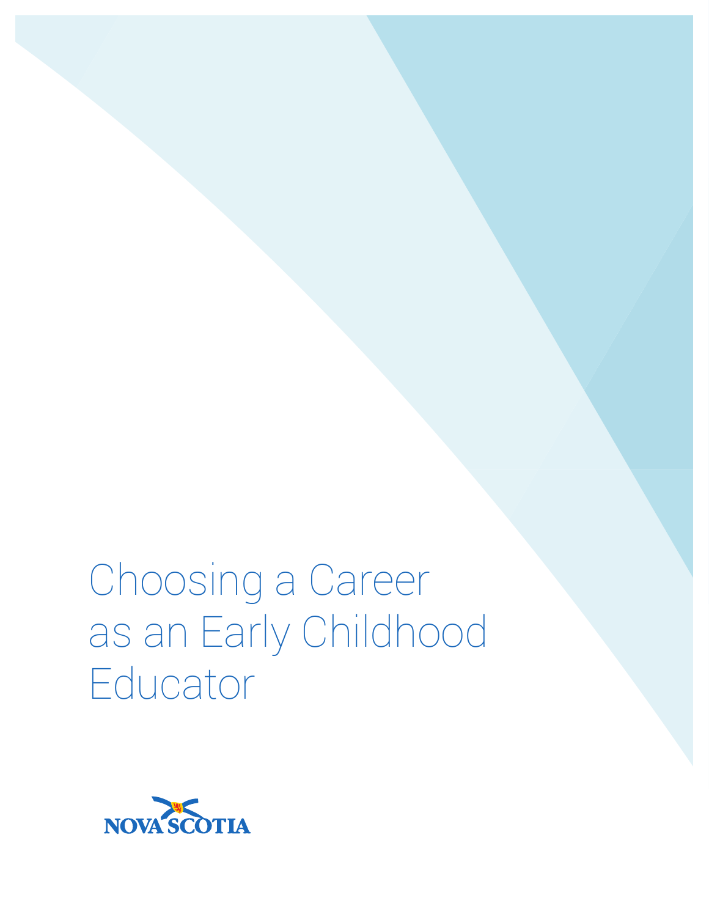# Choosing a Career as an Early Childhood Educator

NOVA SCOTIA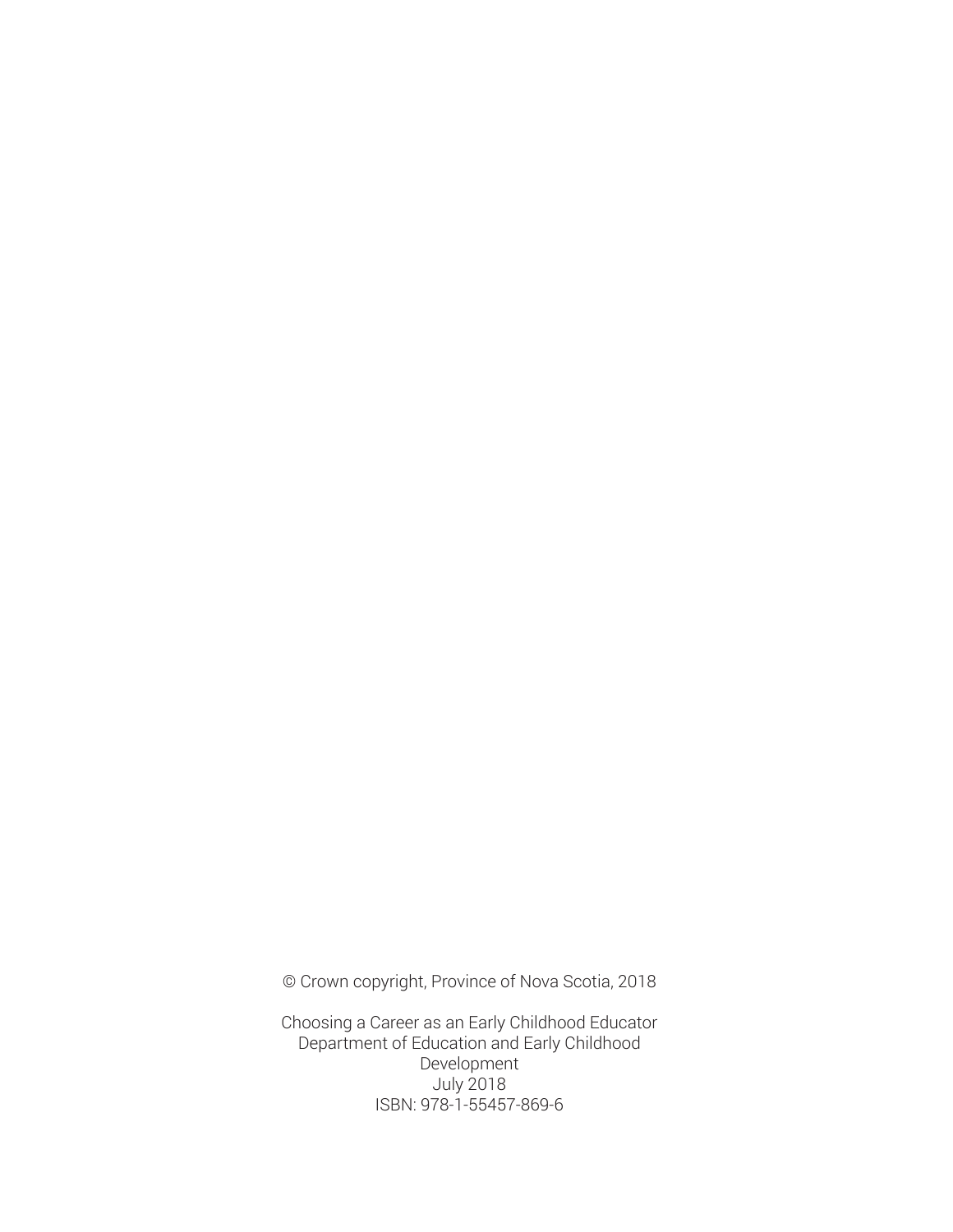© Crown copyright, Province of Nova Scotia, 2018

Choosing a Career as an Early Childhood Educator
Department of Education and Early Childhood Development
July 2018
ISBN: 978-1-55457-869-6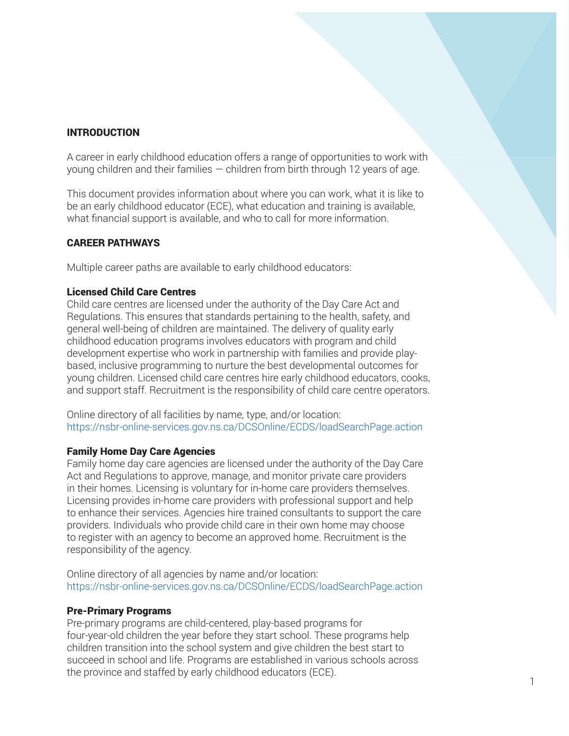## INTRODUCTION

A career in early childhood education offers a range of opportunities to work with young children and their families — children from birth through 12 years of age.

This document provides information about where you can work, what it is like to be an early childhood educator (ECE), what education and training is available, what financial support is available, and who to call for more information.

## CAREER PATHWAYS

Multiple career paths are available to early childhood educators:

### Licensed Child Care Centres

Child care centres are licensed under the authority of the Day Care Act and Regulations. This ensures that standards pertaining to the health, safety, and general well-being of children are maintained. The delivery of quality early childhood education programs involves educators with program and child development expertise who work in partnership with families and provide play-based, inclusive programming to nurture the best developmental outcomes for young children. Licensed child care centres hire early childhood educators, cooks, and support staff. Recruitment is the responsibility of child care centre operators.

Online directory of all facilities by name, type, and/or location:
https://nsbr-online-services.gov.ns.ca/DCSOnline/ECDS/loadSearchPage.action

### Family Home Day Care Agencies

Family home day care agencies are licensed under the authority of the Day Care Act and Regulations to approve, manage, and monitor private care providers in their homes. Licensing is voluntary for in-home care providers themselves. Licensing provides in-home care providers with professional support and help to enhance their services. Agencies hire trained consultants to support the care providers. Individuals who provide child care in their own home may choose to register with an agency to become an approved home. Recruitment is the responsibility of the agency.

Online directory of all agencies by name and/or location:
https://nsbr-online-services.gov.ns.ca/DCSOnline/ECDS/loadSearchPage.action

### Pre-Primary Programs

Pre-primary programs are child-centered, play-based programs for four-year-old children the year before they start school. These programs help children transition into the school system and give children the best start to succeed in school and life. Programs are established in various schools across the province and staffed by early childhood educators (ECE).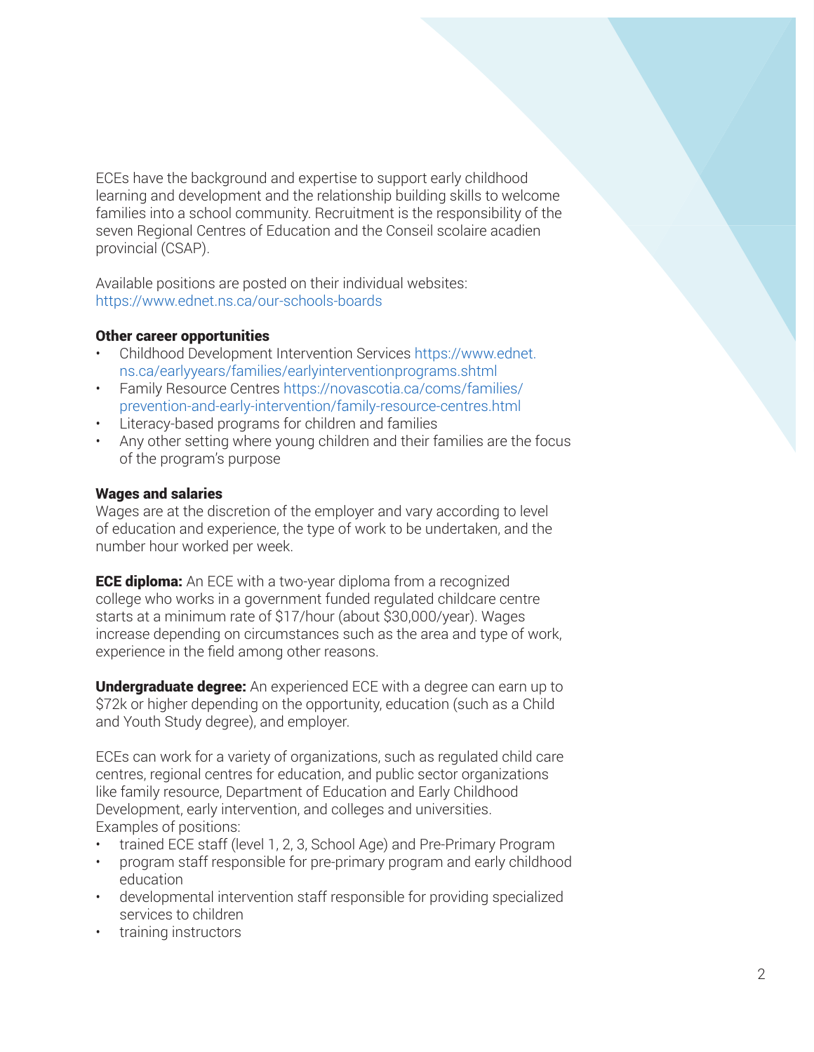ECEs have the background and expertise to support early childhood learning and development and the relationship building skills to welcome families into a school community. Recruitment is the responsibility of the seven Regional Centres of Education and the Conseil scolaire acadien provincial (CSAP).

Available positions are posted on their individual websites: https://www.ednet.ns.ca/our-schools-boards

**Other career opportunities**

- Childhood Development Intervention Services https://www.ednet.ns.ca/earlyyears/families/earlyinterventionprograms.shtml
- Family Resource Centres https://novascotia.ca/coms/families/prevention-and-early-intervention/family-resource-centres.html
- Literacy-based programs for children and families
- Any other setting where young children and their families are the focus of the program's purpose

**Wages and salaries**

Wages are at the discretion of the employer and vary according to level of education and experience, the type of work to be undertaken, and the number hour worked per week.

**ECE diploma:** An ECE with a two-year diploma from a recognized college who works in a government funded regulated childcare centre starts at a minimum rate of $17/hour (about $30,000/year). Wages increase depending on circumstances such as the area and type of work, experience in the field among other reasons.

**Undergraduate degree:** An experienced ECE with a degree can earn up to $72k or higher depending on the opportunity, education (such as a Child and Youth Study degree), and employer.

ECEs can work for a variety of organizations, such as regulated child care centres, regional centres for education, and public sector organizations like family resource, Department of Education and Early Childhood Development, early intervention, and colleges and universities. Examples of positions:

- trained ECE staff (level 1, 2, 3, School Age) and Pre-Primary Program
- program staff responsible for pre-primary program and early childhood education
- developmental intervention staff responsible for providing specialized services to children
- training instructors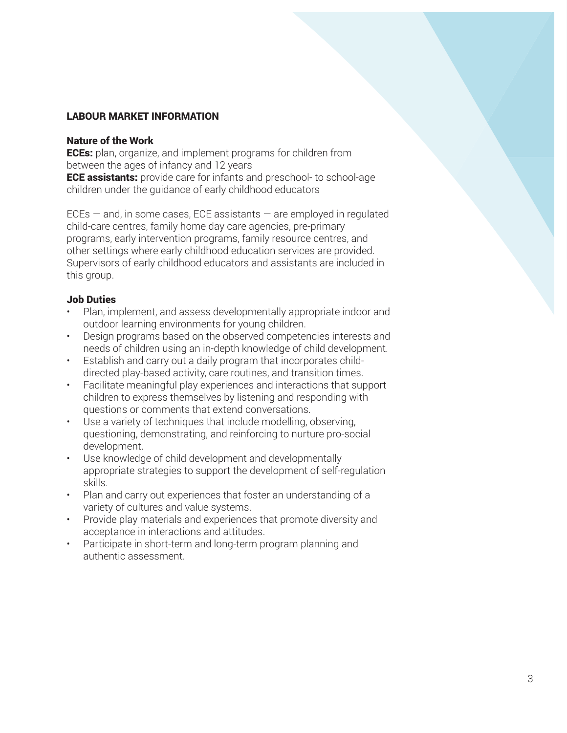## LABOUR MARKET INFORMATION

### Nature of the Work

**ECEs:** plan, organize, and implement programs for children from between the ages of infancy and 12 years

**ECE assistants:** provide care for infants and preschool- to school-age children under the guidance of early childhood educators

ECEs — and, in some cases, ECE assistants — are employed in regulated child-care centres, family home day care agencies, pre-primary programs, early intervention programs, family resource centres, and other settings where early childhood education services are provided. Supervisors of early childhood educators and assistants are included in this group.

### Job Duties

- Plan, implement, and assess developmentally appropriate indoor and outdoor learning environments for young children.
- Design programs based on the observed competencies interests and needs of children using an in-depth knowledge of child development.
- Establish and carry out a daily program that incorporates child-directed play-based activity, care routines, and transition times.
- Facilitate meaningful play experiences and interactions that support children to express themselves by listening and responding with questions or comments that extend conversations.
- Use a variety of techniques that include modelling, observing, questioning, demonstrating, and reinforcing to nurture pro-social development.
- Use knowledge of child development and developmentally appropriate strategies to support the development of self-regulation skills.
- Plan and carry out experiences that foster an understanding of a variety of cultures and value systems.
- Provide play materials and experiences that promote diversity and acceptance in interactions and attitudes.
- Participate in short-term and long-term program planning and authentic assessment.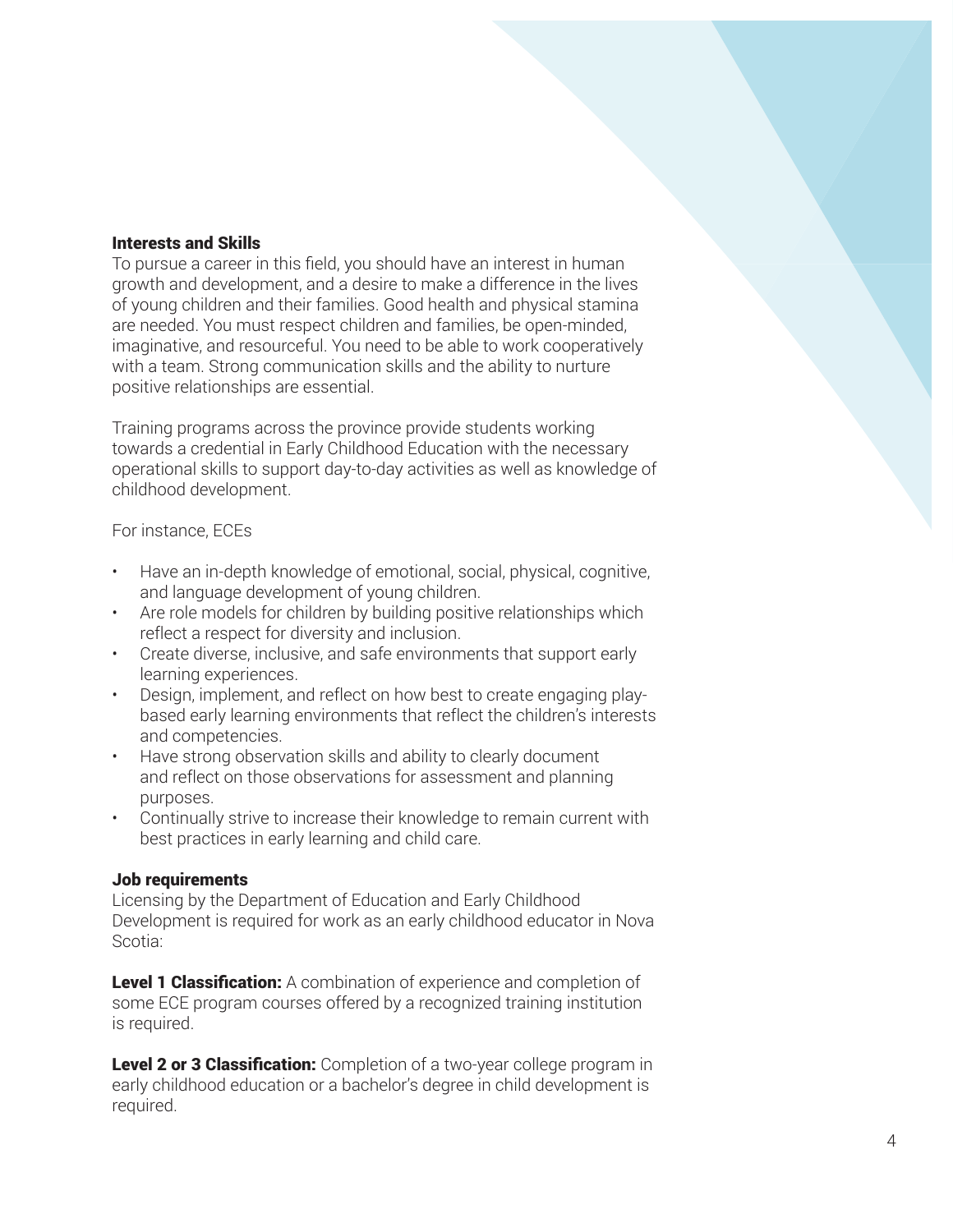### Interests and Skills

To pursue a career in this field, you should have an interest in human growth and development, and a desire to make a difference in the lives of young children and their families. Good health and physical stamina are needed. You must respect children and families, be open-minded, imaginative, and resourceful. You need to be able to work cooperatively with a team. Strong communication skills and the ability to nurture positive relationships are essential.

Training programs across the province provide students working towards a credential in Early Childhood Education with the necessary operational skills to support day-to-day activities as well as knowledge of childhood development.

For instance, ECEs

- Have an in-depth knowledge of emotional, social, physical, cognitive, and language development of young children.
- Are role models for children by building positive relationships which reflect a respect for diversity and inclusion.
- Create diverse, inclusive, and safe environments that support early learning experiences.
- Design, implement, and reflect on how best to create engaging play-based early learning environments that reflect the children's interests and competencies.
- Have strong observation skills and ability to clearly document and reflect on those observations for assessment and planning purposes.
- Continually strive to increase their knowledge to remain current with best practices in early learning and child care.

### Job requirements

Licensing by the Department of Education and Early Childhood Development is required for work as an early childhood educator in Nova Scotia:

**Level 1 Classification:** A combination of experience and completion of some ECE program courses offered by a recognized training institution is required.

**Level 2 or 3 Classification:** Completion of a two-year college program in early childhood education or a bachelor's degree in child development is required.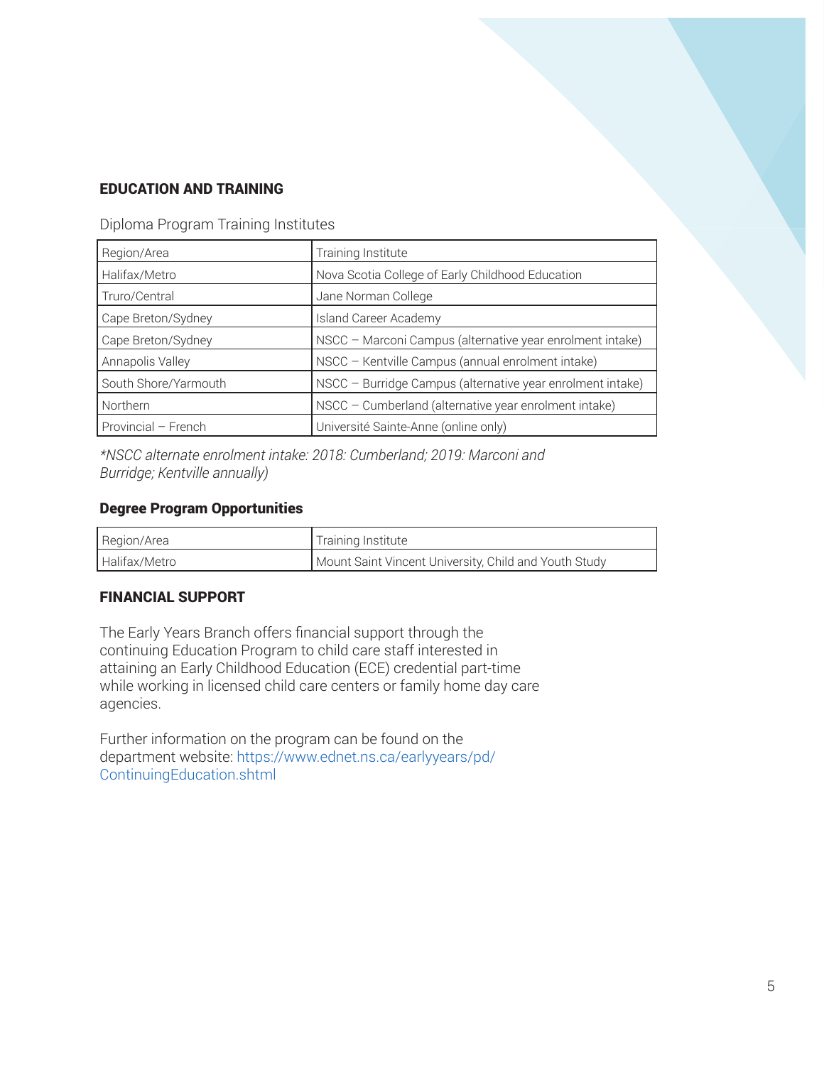## EDUCATION AND TRAINING

Diploma Program Training Institutes

| Region/Area | Training Institute |
|---|---|
| Halifax/Metro | Nova Scotia College of Early Childhood Education |
| Truro/Central | Jane Norman College |
| Cape Breton/Sydney | Island Career Academy |
| Cape Breton/Sydney | NSCC – Marconi Campus (alternative year enrolment intake) |
| Annapolis Valley | NSCC – Kentville Campus (annual enrolment intake) |
| South Shore/Yarmouth | NSCC – Burridge Campus (alternative year enrolment intake) |
| Northern | NSCC – Cumberland (alternative year enrolment intake) |
| Provincial – French | Université Sainte-Anne (online only) |

*\*NSCC alternate enrolment intake: 2018: Cumberland; 2019: Marconi and Burridge; Kentville annually)*

### Degree Program Opportunities

| Region/Area | Training Institute |
|---|---|
| Halifax/Metro | Mount Saint Vincent University, Child and Youth Study |

## FINANCIAL SUPPORT

The Early Years Branch offers financial support through the continuing Education Program to child care staff interested in attaining an Early Childhood Education (ECE) credential part-time while working in licensed child care centers or family home day care agencies.

Further information on the program can be found on the department website: https://www.ednet.ns.ca/earlyyears/pd/ContinuingEducation.shtml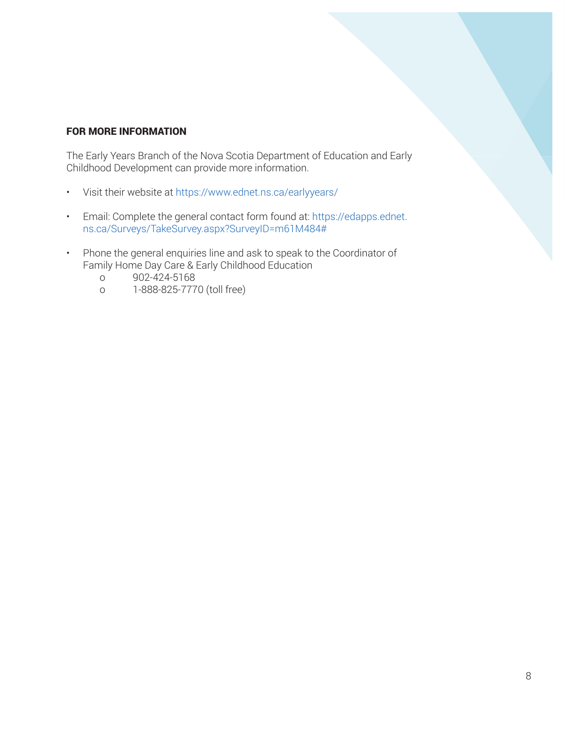## FOR MORE INFORMATION

The Early Years Branch of the Nova Scotia Department of Education and Early Childhood Development can provide more information.

- Visit their website at https://www.ednet.ns.ca/earlyyears/
- Email: Complete the general contact form found at: https://edapps.ednet.ns.ca/Surveys/TakeSurvey.aspx?SurveyID=m61M484#
- Phone the general enquiries line and ask to speak to the Coordinator of Family Home Day Care & Early Childhood Education
  - 902-424-5168
  - 1-888-825-7770 (toll free)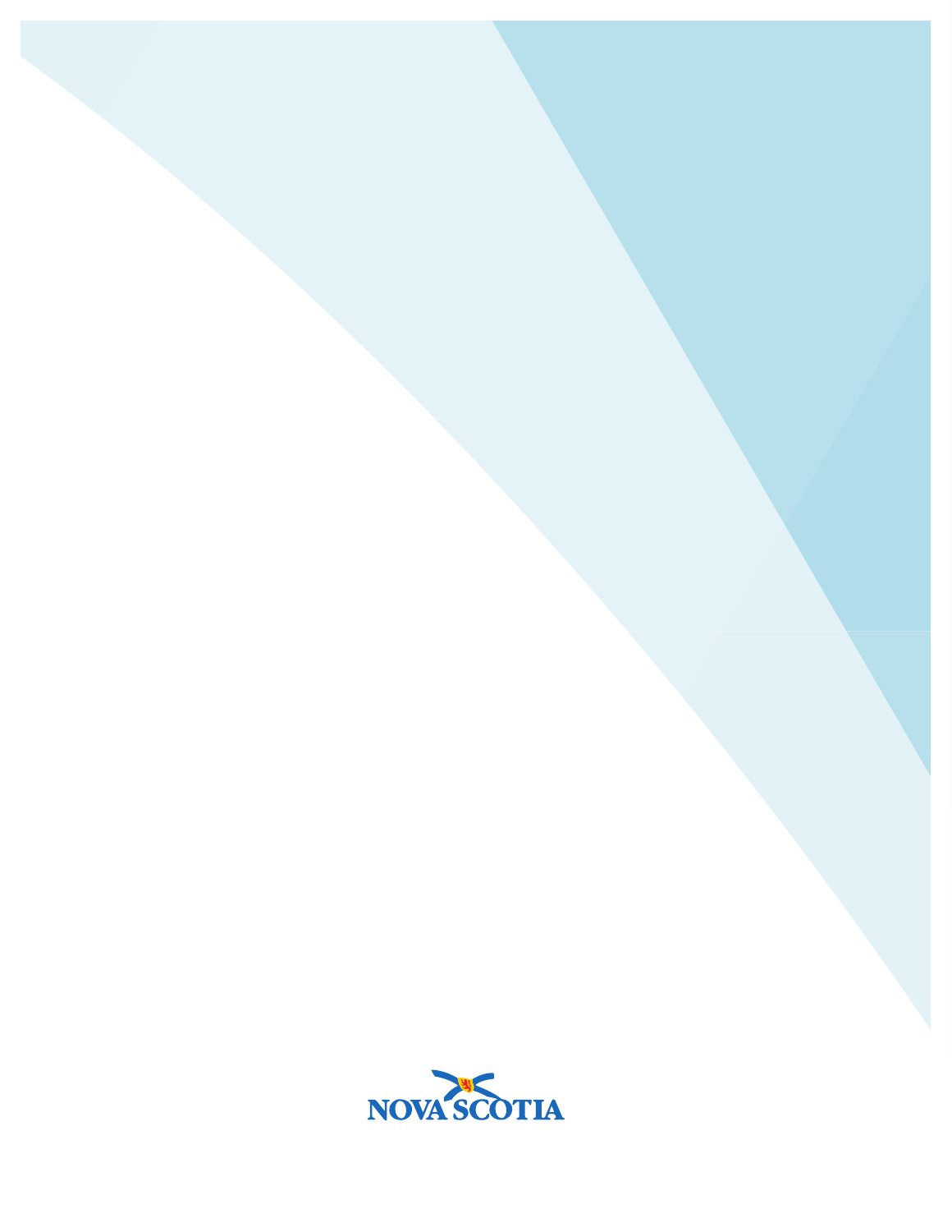NOVA SCOTIA